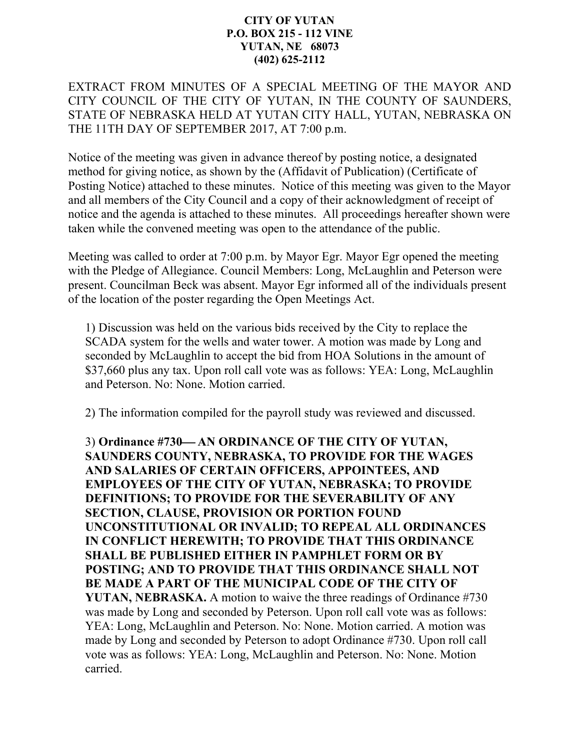**CITY OF YUTAN**
**P.O. BOX 215 - 112 VINE**
**YUTAN, NE 68073**
**(402) 625-2112**

EXTRACT FROM MINUTES OF A SPECIAL MEETING OF THE MAYOR AND CITY COUNCIL OF THE CITY OF YUTAN, IN THE COUNTY OF SAUNDERS, STATE OF NEBRASKA HELD AT YUTAN CITY HALL, YUTAN, NEBRASKA ON THE 11TH DAY OF SEPTEMBER 2017, AT 7:00 p.m.

Notice of the meeting was given in advance thereof by posting notice, a designated method for giving notice, as shown by the (Affidavit of Publication) (Certificate of Posting Notice) attached to these minutes. Notice of this meeting was given to the Mayor and all members of the City Council and a copy of their acknowledgment of receipt of notice and the agenda is attached to these minutes. All proceedings hereafter shown were taken while the convened meeting was open to the attendance of the public.

Meeting was called to order at 7:00 p.m. by Mayor Egr. Mayor Egr opened the meeting with the Pledge of Allegiance. Council Members: Long, McLaughlin and Peterson were present. Councilman Beck was absent. Mayor Egr informed all of the individuals present of the location of the poster regarding the Open Meetings Act.

1) Discussion was held on the various bids received by the City to replace the SCADA system for the wells and water tower. A motion was made by Long and seconded by McLaughlin to accept the bid from HOA Solutions in the amount of $37,660 plus any tax. Upon roll call vote was as follows: YEA: Long, McLaughlin and Peterson. No: None. Motion carried.

2) The information compiled for the payroll study was reviewed and discussed.

3) **Ordinance #730— AN ORDINANCE OF THE CITY OF YUTAN, SAUNDERS COUNTY, NEBRASKA, TO PROVIDE FOR THE WAGES AND SALARIES OF CERTAIN OFFICERS, APPOINTEES, AND EMPLOYEES OF THE CITY OF YUTAN, NEBRASKA; TO PROVIDE DEFINITIONS; TO PROVIDE FOR THE SEVERABILITY OF ANY SECTION, CLAUSE, PROVISION OR PORTION FOUND UNCONSTITUTIONAL OR INVALID; TO REPEAL ALL ORDINANCES IN CONFLICT HEREWITH; TO PROVIDE THAT THIS ORDINANCE SHALL BE PUBLISHED EITHER IN PAMPHLET FORM OR BY POSTING; AND TO PROVIDE THAT THIS ORDINANCE SHALL NOT BE MADE A PART OF THE MUNICIPAL CODE OF THE CITY OF YUTAN, NEBRASKA.** A motion to waive the three readings of Ordinance #730 was made by Long and seconded by Peterson. Upon roll call vote was as follows: YEA: Long, McLaughlin and Peterson. No: None. Motion carried. A motion was made by Long and seconded by Peterson to adopt Ordinance #730. Upon roll call vote was as follows: YEA: Long, McLaughlin and Peterson. No: None. Motion carried.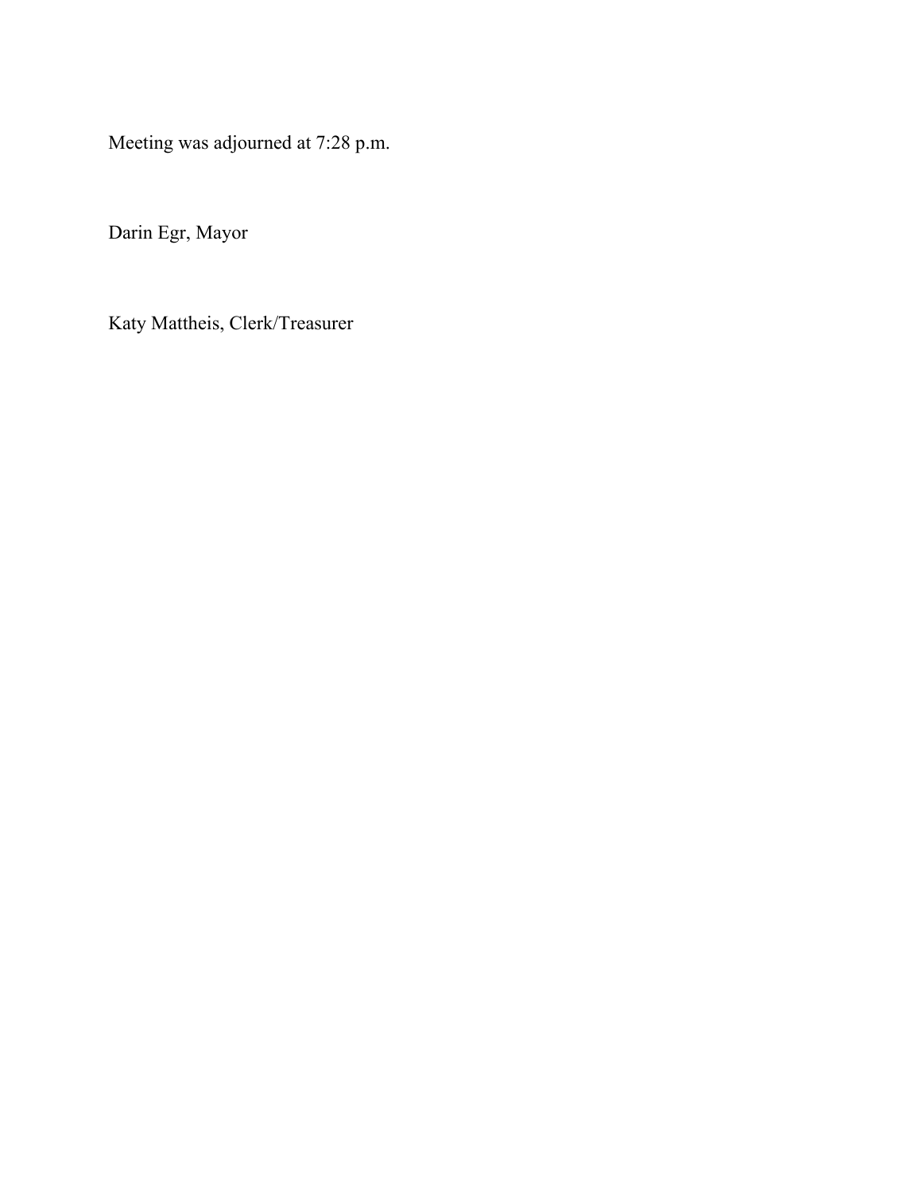Meeting was adjourned at 7:28 p.m.

Darin Egr, Mayor

Katy Mattheis, Clerk/Treasurer